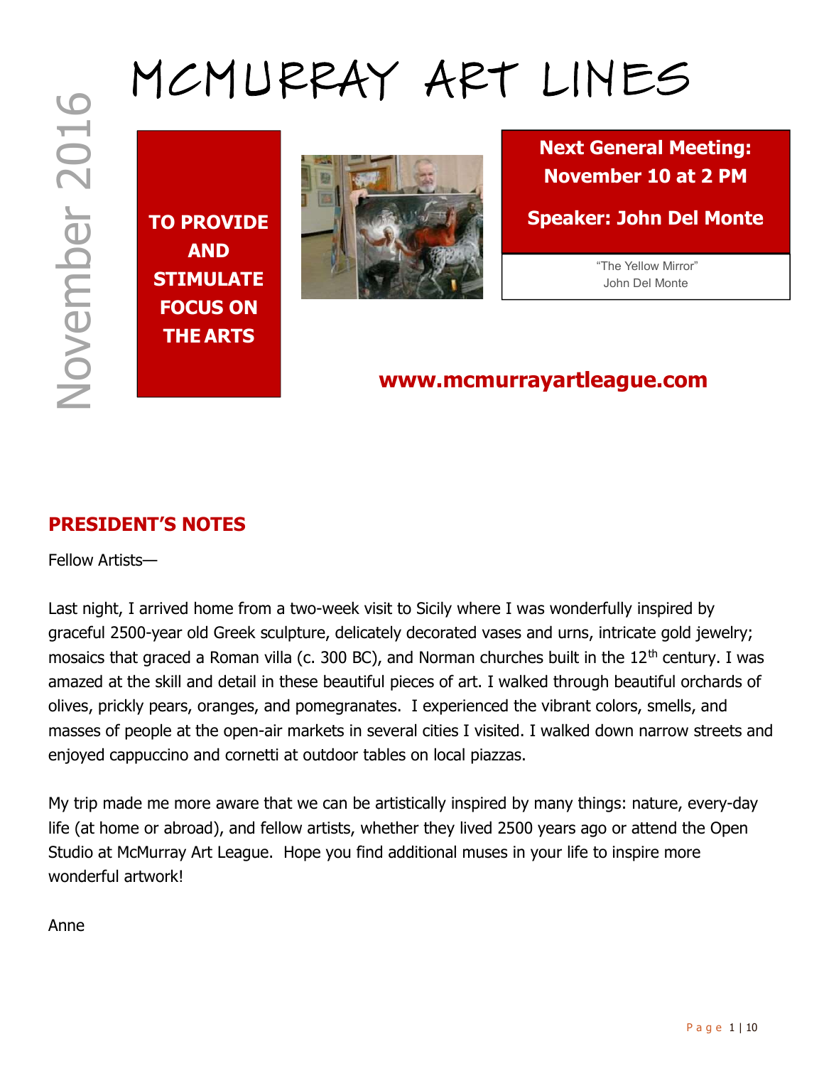# MCMURRAY ART LINES

November 2016

**TO PROVIDE AND STIMULATE FOCUS ON THE ARTS**

**Next General Meeting: November 10 at 2 PM**

**Speaker: John Del Monte**

"The Yellow Mirror"
John Del Monte

**www.mcmurrayartleague.com**

## PRESIDENT'S NOTES

Fellow Artists—

Last night, I arrived home from a two-week visit to Sicily where I was wonderfully inspired by graceful 2500-year old Greek sculpture, delicately decorated vases and urns, intricate gold jewelry; mosaics that graced a Roman villa (c. 300 BC), and Norman churches built in the 12th century. I was amazed at the skill and detail in these beautiful pieces of art. I walked through beautiful orchards of olives, prickly pears, oranges, and pomegranates. I experienced the vibrant colors, smells, and masses of people at the open-air markets in several cities I visited. I walked down narrow streets and enjoyed cappuccino and cornetti at outdoor tables on local piazzas.

My trip made me more aware that we can be artistically inspired by many things: nature, every-day life (at home or abroad), and fellow artists, whether they lived 2500 years ago or attend the Open Studio at McMurray Art League. Hope you find additional muses in your life to inspire more wonderful artwork!

Anne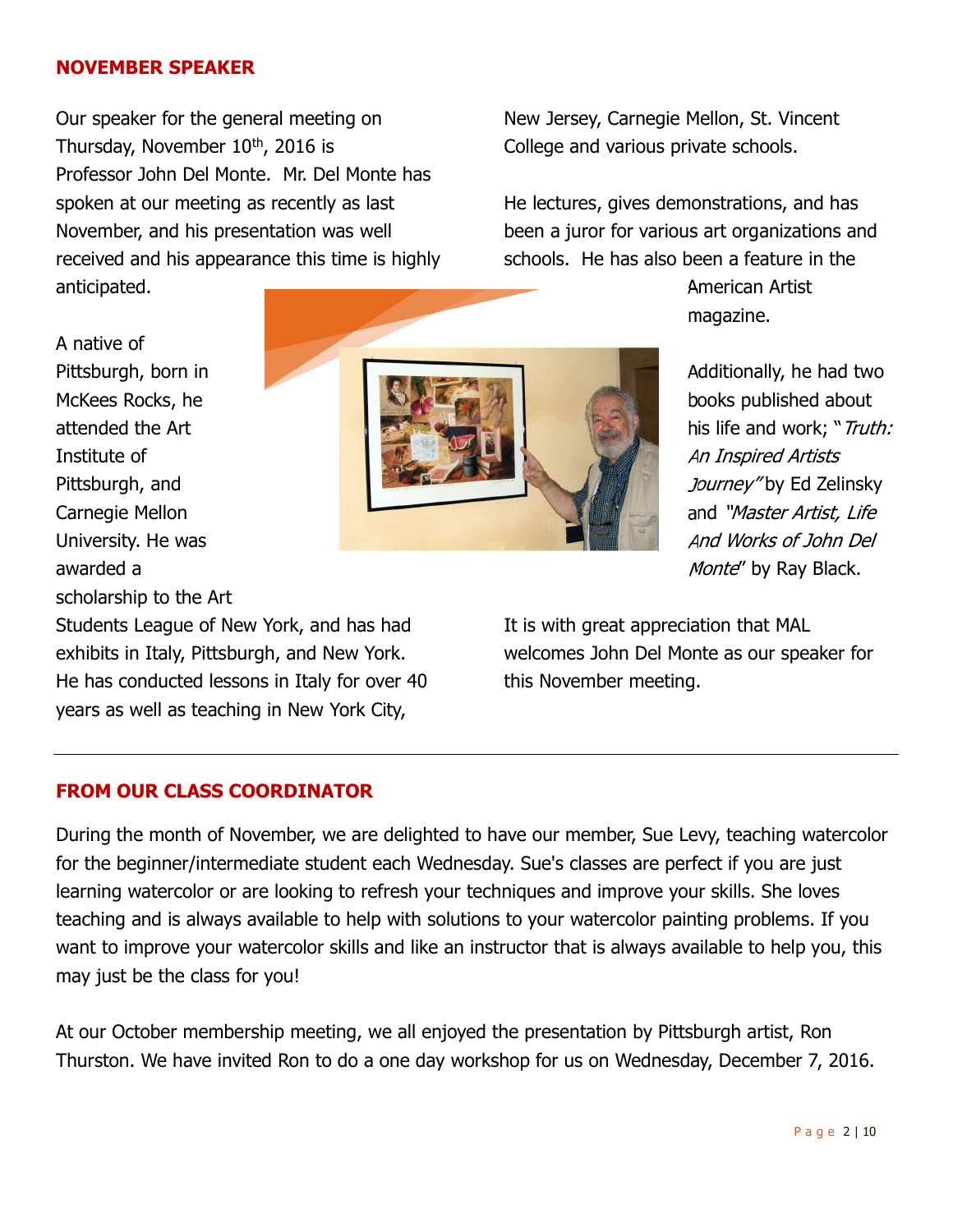## NOVEMBER SPEAKER

Our speaker for the general meeting on Thursday, November 10th, 2016 is Professor John Del Monte. Mr. Del Monte has spoken at our meeting as recently as last November, and his presentation was well received and his appearance this time is highly anticipated.

A native of Pittsburgh, born in McKees Rocks, he attended the Art Institute of Pittsburgh, and Carnegie Mellon University. He was awarded a scholarship to the Art Students League of New York, and has had exhibits in Italy, Pittsburgh, and New York. He has conducted lessons in Italy for over 40 years as well as teaching in New York City, New Jersey, Carnegie Mellon, St. Vincent College and various private schools.

He lectures, gives demonstrations, and has been a juror for various art organizations and schools. He has also been a feature in the American Artist magazine.

Additionally, he had two books published about his life and work; "*Truth: An Inspired Artists Journey"* by Ed Zelinsky and *"Master Artist, Life And Works of John Del Monte*" by Ray Black.

It is with great appreciation that MAL welcomes John Del Monte as our speaker for this November meeting.

---

## FROM OUR CLASS COORDINATOR

During the month of November, we are delighted to have our member, Sue Levy, teaching watercolor for the beginner/intermediate student each Wednesday. Sue's classes are perfect if you are just learning watercolor or are looking to refresh your techniques and improve your skills. She loves teaching and is always available to help with solutions to your watercolor painting problems. If you want to improve your watercolor skills and like an instructor that is always available to help you, this may just be the class for you!

At our October membership meeting, we all enjoyed the presentation by Pittsburgh artist, Ron Thurston. We have invited Ron to do a one day workshop for us on Wednesday, December 7, 2016.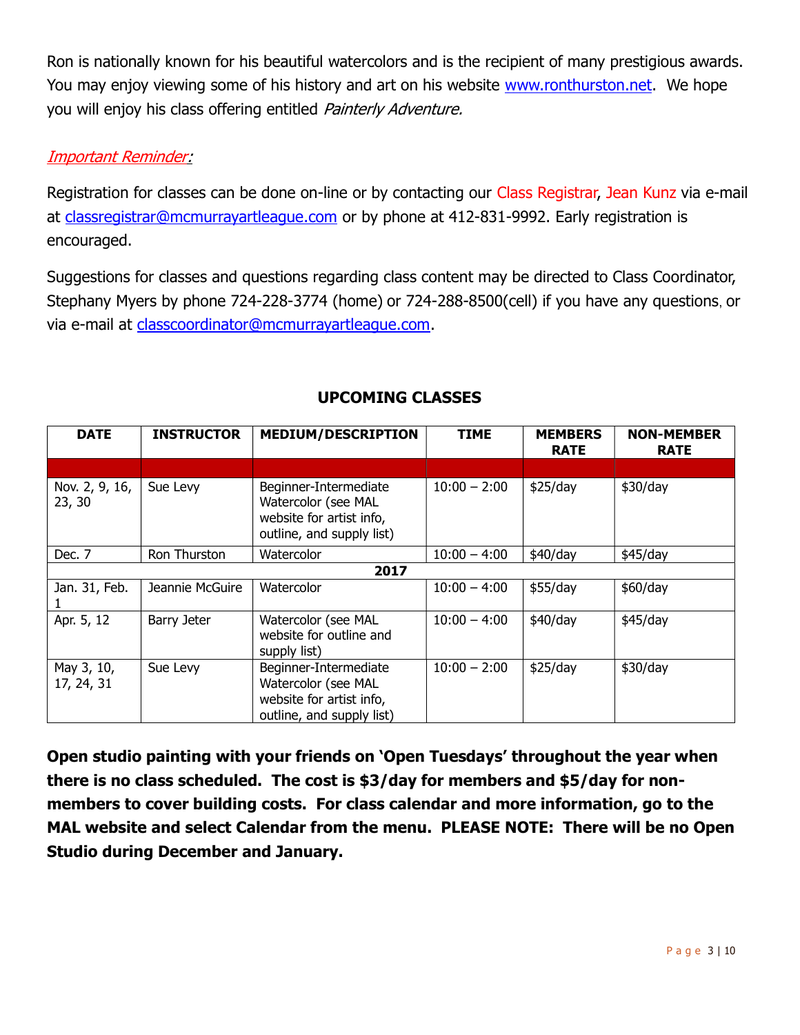Ron is nationally known for his beautiful watercolors and is the recipient of many prestigious awards. You may enjoy viewing some of his history and art on his website www.ronthurston.net. We hope you will enjoy his class offering entitled *Painterly Adventure.*

*Important Reminder:*

Registration for classes can be done on-line or by contacting our Class Registrar, Jean Kunz via e-mail at classregistrar@mcmurrayartleague.com or by phone at 412-831-9992. Early registration is encouraged.

Suggestions for classes and questions regarding class content may be directed to Class Coordinator, Stephany Myers by phone 724-228-3774 (home) or 724-288-8500(cell) if you have any questions, or via e-mail at classcoordinator@mcmurrayartleague.com.

## UPCOMING CLASSES

| DATE | INSTRUCTOR | MEDIUM/DESCRIPTION | TIME | MEMBERS RATE | NON-MEMBER RATE |
|---|---|---|---|---|---|
| | | | | | |
| Nov. 2, 9, 16, 23, 30 | Sue Levy | Beginner-Intermediate Watercolor (see MAL website for artist info, outline, and supply list) | 10:00 – 2:00 | $25/day | $30/day |
| Dec. 7 | Ron Thurston | Watercolor | 10:00 – 4:00 | $40/day | $45/day |
| **2017** | | | | | |
| Jan. 31, Feb. 1 | Jeannie McGuire | Watercolor | 10:00 – 4:00 | $55/day | $60/day |
| Apr. 5, 12 | Barry Jeter | Watercolor (see MAL website for outline and supply list) | 10:00 – 4:00 | $40/day | $45/day |
| May 3, 10, 17, 24, 31 | Sue Levy | Beginner-Intermediate Watercolor (see MAL website for artist info, outline, and supply list) | 10:00 – 2:00 | $25/day | $30/day |

**Open studio painting with your friends on 'Open Tuesdays' throughout the year when there is no class scheduled. The cost is $3/day for members and $5/day for non-members to cover building costs. For class calendar and more information, go to the MAL website and select Calendar from the menu. PLEASE NOTE: There will be no Open Studio during December and January.**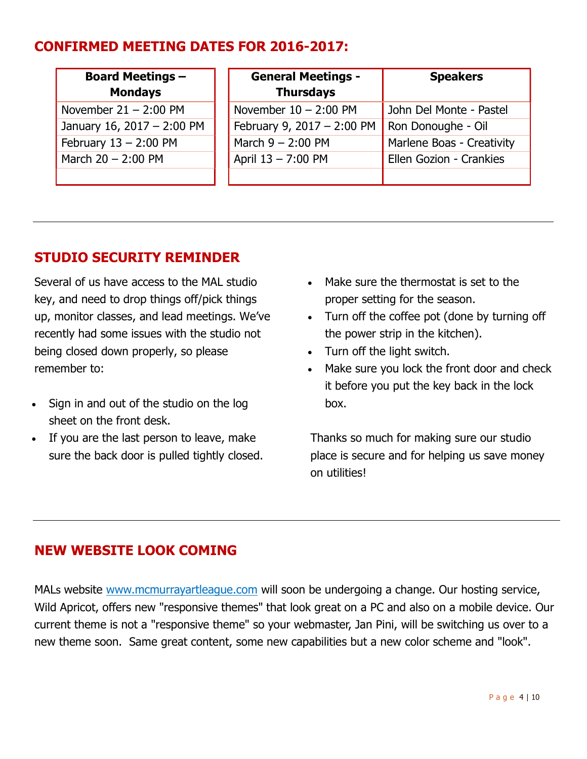## CONFIRMED MEETING DATES FOR 2016-2017:

| Board Meetings – Mondays |
|---|
| November 21 – 2:00 PM |
| January 16, 2017 – 2:00 PM |
| February 13 – 2:00 PM |
| March 20 – 2:00 PM |
| |

| General Meetings - Thursdays | Speakers |
|---|---|
| November 10 – 2:00 PM | John Del Monte - Pastel |
| February 9, 2017 – 2:00 PM | Ron Donoughe - Oil |
| March 9 – 2:00 PM | Marlene Boas - Creativity |
| April 13 – 7:00 PM | Ellen Gozion - Crankies |
| | |

---

## STUDIO SECURITY REMINDER

Several of us have access to the MAL studio key, and need to drop things off/pick things up, monitor classes, and lead meetings. We've recently had some issues with the studio not being closed down properly, so please remember to:

- Sign in and out of the studio on the log sheet on the front desk.
- If you are the last person to leave, make sure the back door is pulled tightly closed.
- Make sure the thermostat is set to the proper setting for the season.
- Turn off the coffee pot (done by turning off the power strip in the kitchen).
- Turn off the light switch.
- Make sure you lock the front door and check it before you put the key back in the lock box.

Thanks so much for making sure our studio place is secure and for helping us save money on utilities!

---

## NEW WEBSITE LOOK COMING

MALs website www.mcmurrayartleague.com will soon be undergoing a change. Our hosting service, Wild Apricot, offers new "responsive themes" that look great on a PC and also on a mobile device. Our current theme is not a "responsive theme" so your webmaster, Jan Pini, will be switching us over to a new theme soon. Same great content, some new capabilities but a new color scheme and "look".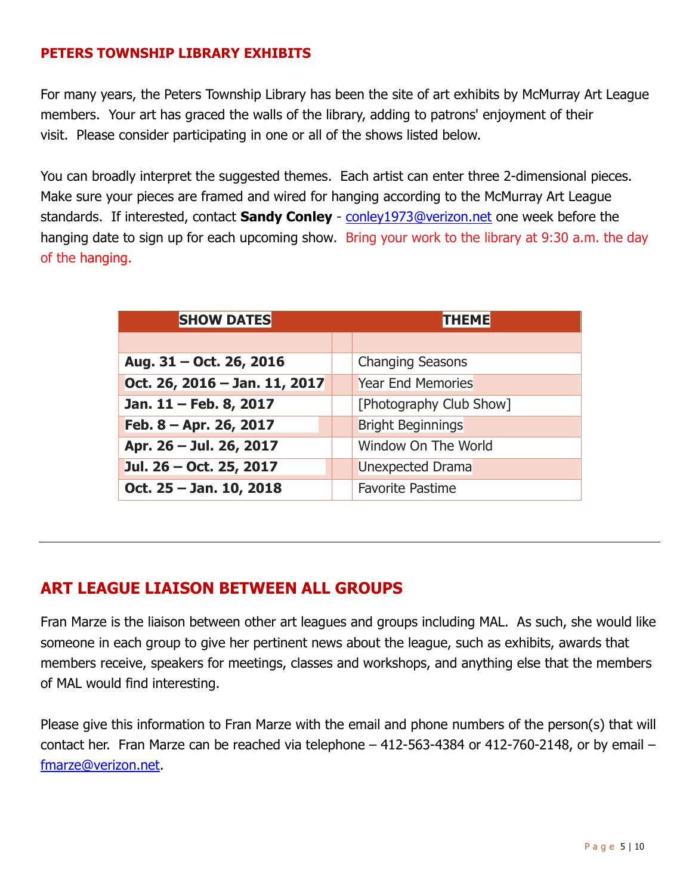## PETERS TOWNSHIP LIBRARY EXHIBITS

For many years, the Peters Township Library has been the site of art exhibits by McMurray Art League members. Your art has graced the walls of the library, adding to patrons' enjoyment of their visit. Please consider participating in one or all of the shows listed below.

You can broadly interpret the suggested themes. Each artist can enter three 2-dimensional pieces. Make sure your pieces are framed and wired for hanging according to the McMurray Art League standards. If interested, contact **Sandy Conley** - conley1973@verizon.net one week before the hanging date to sign up for each upcoming show. Bring your work to the library at 9:30 a.m. the day of the hanging.

| SHOW DATES | THEME |
|---|---|
| **Aug. 31 – Oct. 26, 2016** | Changing Seasons |
| **Oct. 26, 2016 – Jan. 11, 2017** | Year End Memories |
| **Jan. 11 – Feb. 8, 2017** | [Photography Club Show] |
| **Feb. 8 – Apr. 26, 2017** | Bright Beginnings |
| **Apr. 26 – Jul. 26, 2017** | Window On The World |
| **Jul. 26 – Oct. 25, 2017** | Unexpected Drama |
| **Oct. 25 – Jan. 10, 2018** | Favorite Pastime |

---

## ART LEAGUE LIAISON BETWEEN ALL GROUPS

Fran Marze is the liaison between other art leagues and groups including MAL. As such, she would like someone in each group to give her pertinent news about the league, such as exhibits, awards that members receive, speakers for meetings, classes and workshops, and anything else that the members of MAL would find interesting.

Please give this information to Fran Marze with the email and phone numbers of the person(s) that will contact her. Fran Marze can be reached via telephone – 412-563-4384 or 412-760-2148, or by email – fmarze@verizon.net.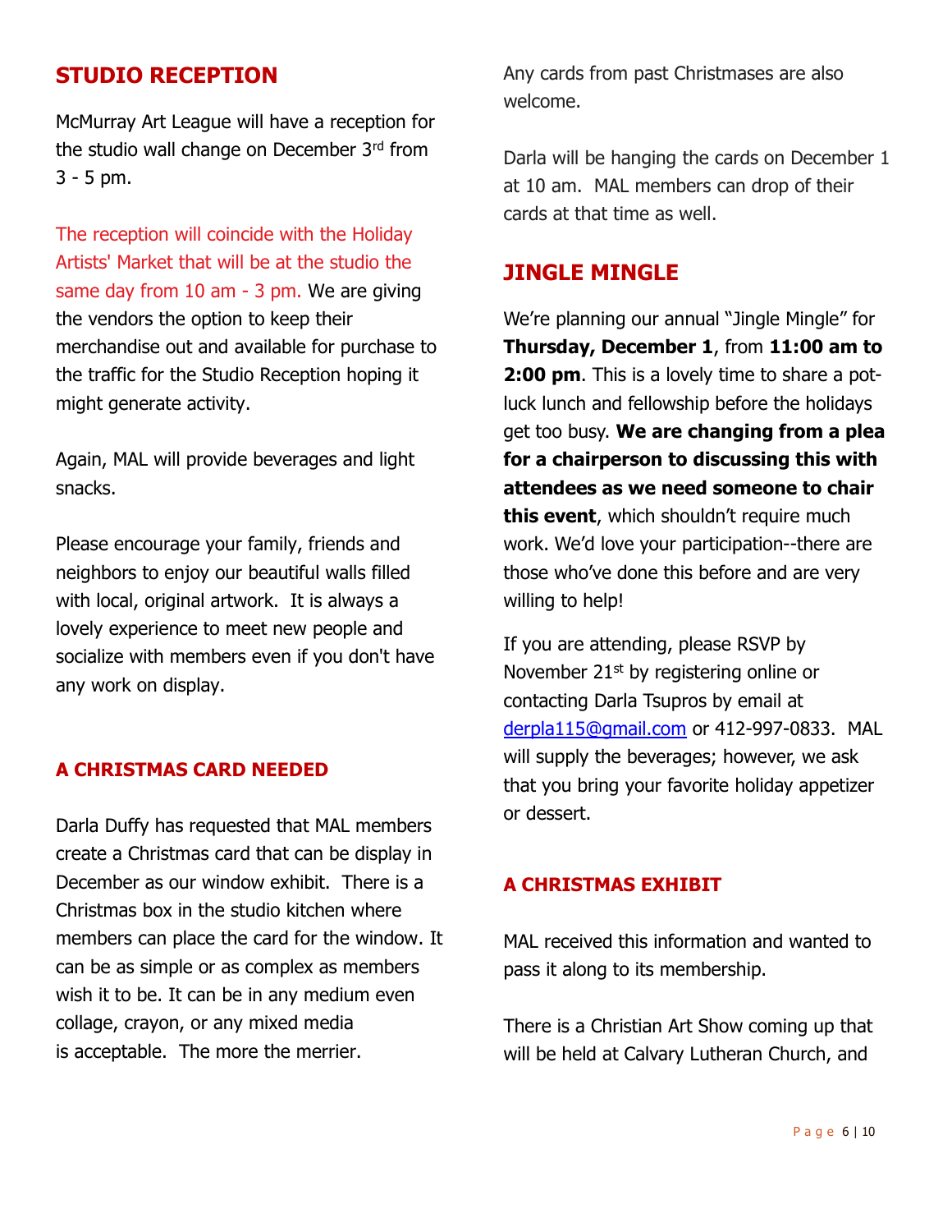## STUDIO RECEPTION

McMurray Art League will have a reception for the studio wall change on December 3rd from 3 - 5 pm.

The reception will coincide with the Holiday Artists' Market that will be at the studio the same day from 10 am - 3 pm. We are giving the vendors the option to keep their merchandise out and available for purchase to the traffic for the Studio Reception hoping it might generate activity.

Again, MAL will provide beverages and light snacks.

Please encourage your family, friends and neighbors to enjoy our beautiful walls filled with local, original artwork. It is always a lovely experience to meet new people and socialize with members even if you don't have any work on display.

### A CHRISTMAS CARD NEEDED

Darla Duffy has requested that MAL members create a Christmas card that can be display in December as our window exhibit. There is a Christmas box in the studio kitchen where members can place the card for the window. It can be as simple or as complex as members wish it to be. It can be in any medium even collage, crayon, or any mixed media is acceptable. The more the merrier.

Any cards from past Christmases are also welcome.

Darla will be hanging the cards on December 1 at 10 am. MAL members can drop of their cards at that time as well.

## JINGLE MINGLE

We're planning our annual "Jingle Mingle" for **Thursday, December 1**, from **11:00 am to 2:00 pm**. This is a lovely time to share a pot-luck lunch and fellowship before the holidays get too busy. **We are changing from a plea for a chairperson to discussing this with attendees as we need someone to chair this event**, which shouldn't require much work. We'd love your participation--there are those who've done this before and are very willing to help!

If you are attending, please RSVP by November 21st by registering online or contacting Darla Tsupros by email at derpla115@gmail.com or 412-997-0833. MAL will supply the beverages; however, we ask that you bring your favorite holiday appetizer or dessert.

### A CHRISTMAS EXHIBIT

MAL received this information and wanted to pass it along to its membership.

There is a Christian Art Show coming up that will be held at Calvary Lutheran Church, and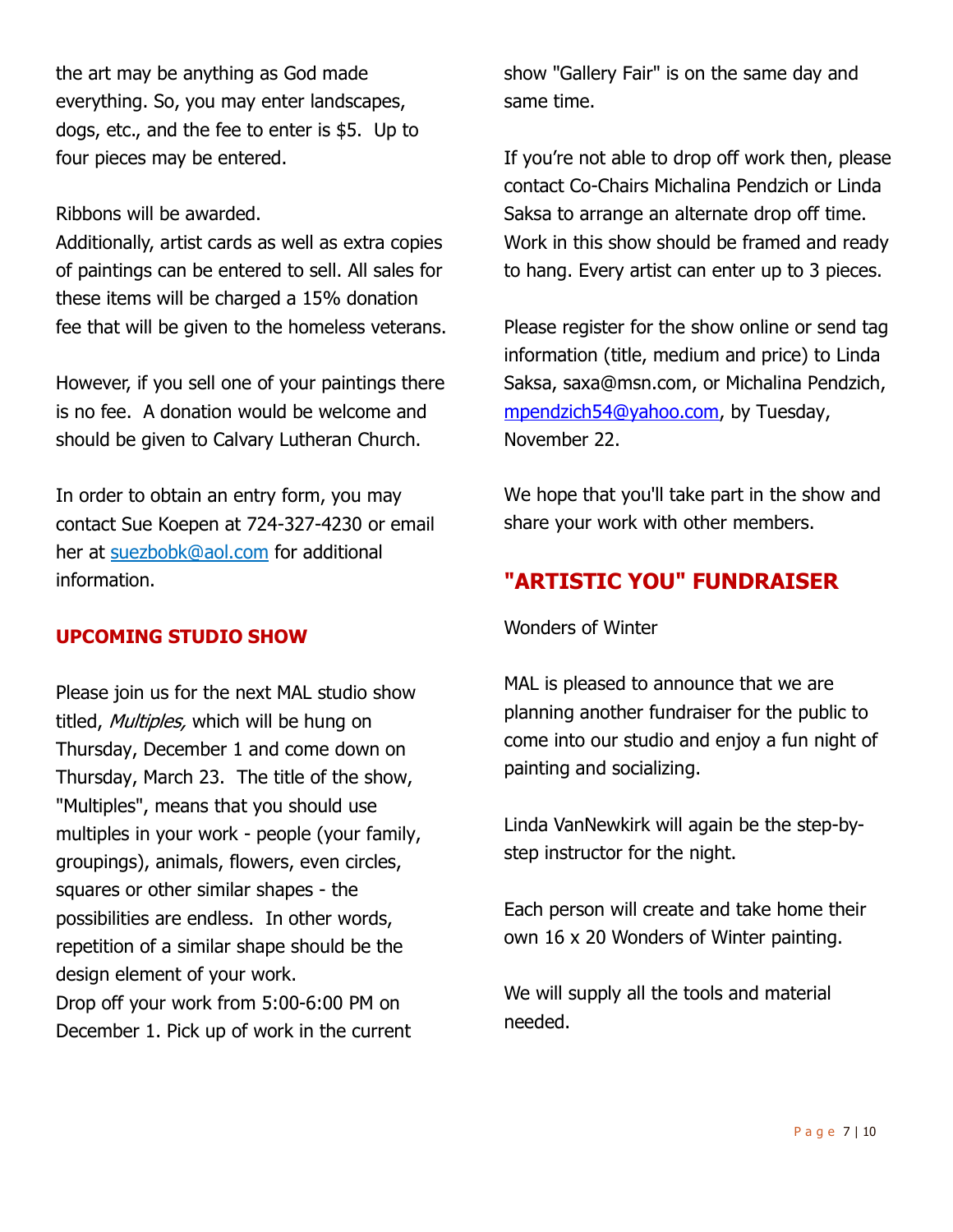the art may be anything as God made everything. So, you may enter landscapes, dogs, etc., and the fee to enter is $5.  Up to four pieces may be entered.

Ribbons will be awarded.
Additionally, artist cards as well as extra copies of paintings can be entered to sell. All sales for these items will be charged a 15% donation fee that will be given to the homeless veterans.

However, if you sell one of your paintings there is no fee.  A donation would be welcome and should be given to Calvary Lutheran Church.

In order to obtain an entry form, you may contact Sue Koepen at 724-327-4230 or email her at [suezbobk@aol.com](mailto:suezbobk@aol.com) for additional information.

## UPCOMING STUDIO SHOW

Please join us for the next MAL studio show titled, *Multiples,* which will be hung on Thursday, December 1 and come down on Thursday, March 23.  The title of the show, "Multiples", means that you should use multiples in your work - people (your family, groupings), animals, flowers, even circles, squares or other similar shapes - the possibilities are endless.  In other words, repetition of a similar shape should be the design element of your work.
Drop off your work from 5:00-6:00 PM on December 1. Pick up of work in the current show "Gallery Fair" is on the same day and same time.

If you're not able to drop off work then, please contact Co-Chairs Michalina Pendzich or Linda Saksa to arrange an alternate drop off time. Work in this show should be framed and ready to hang. Every artist can enter up to 3 pieces.

Please register for the show online or send tag information (title, medium and price) to Linda Saksa, saxa@msn.com, or Michalina Pendzich, [mpendzich54@yahoo.com](mailto:mpendzich54@yahoo.com), by Tuesday, November 22.

We hope that you'll take part in the show and share your work with other members.

## "ARTISTIC YOU" FUNDRAISER

Wonders of Winter

MAL is pleased to announce that we are planning another fundraiser for the public to come into our studio and enjoy a fun night of painting and socializing.

Linda VanNewkirk will again be the step-by-step instructor for the night.

Each person will create and take home their own 16 x 20 Wonders of Winter painting.

We will supply all the tools and material needed.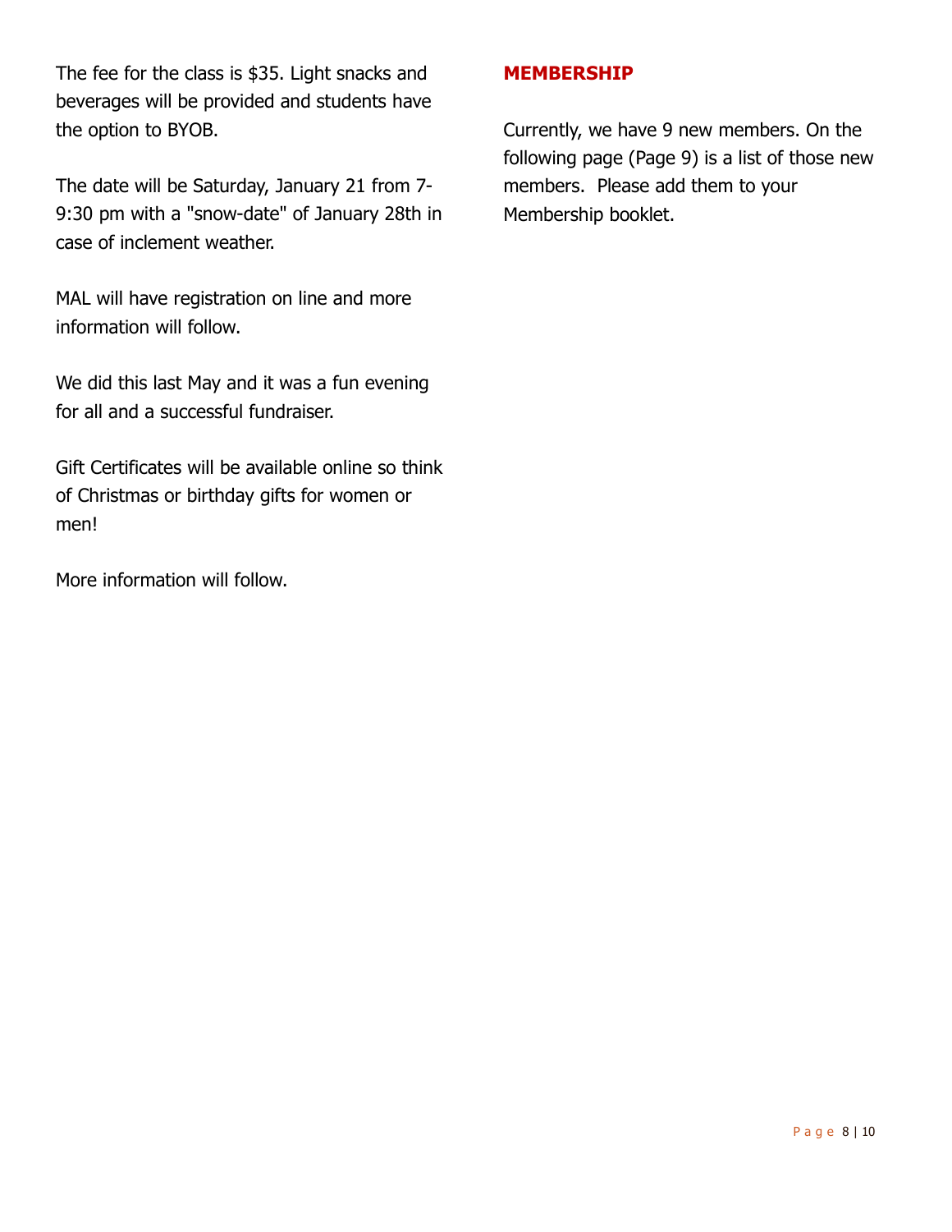The fee for the class is $35. Light snacks and beverages will be provided and students have the option to BYOB.

The date will be Saturday, January 21 from 7-9:30 pm with a "snow-date" of January 28th in case of inclement weather.

MAL will have registration on line and more information will follow.

We did this last May and it was a fun evening for all and a successful fundraiser.

Gift Certificates will be available online so think of Christmas or birthday gifts for women or men!

More information will follow.

## MEMBERSHIP

Currently, we have 9 new members. On the following page (Page 9) is a list of those new members.  Please add them to your Membership booklet.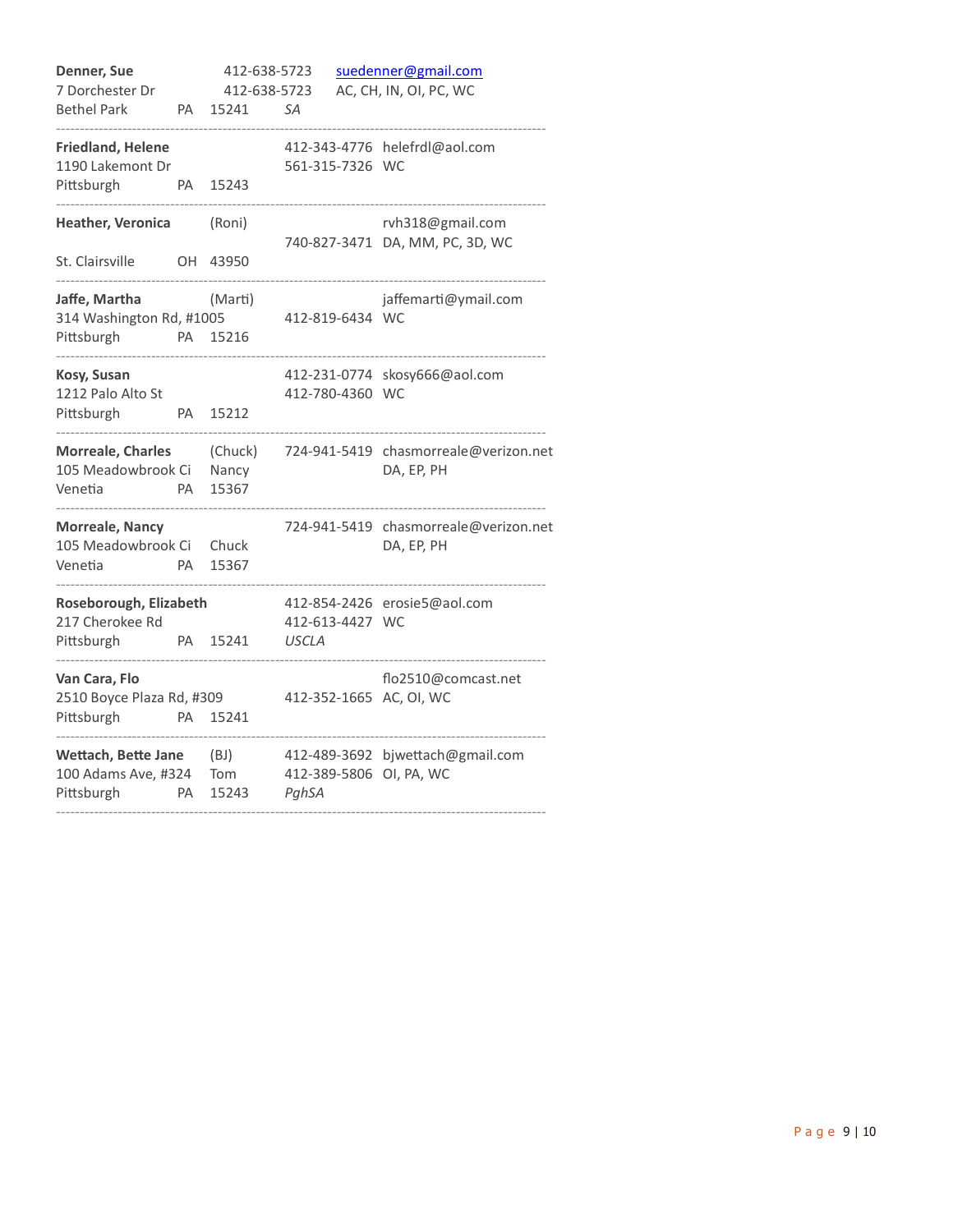**Denner, Sue** 412-638-5723 [suedenner@gmail.com](mailto:suedenner@gmail.com)
7 Dorchester Dr 412-638-5723 AC, CH, IN, OI, PC, WC
Bethel Park PA 15241 *SA*

---

**Friedland, Helene** 412-343-4776 helefrdl@aol.com
1190 Lakemont Dr 561-315-7326 WC
Pittsburgh PA 15243

---

**Heather, Veronica** (Roni) rvh318@gmail.com
740-827-3471 DA, MM, PC, 3D, WC
St. Clairsville OH 43950

---

**Jaffe, Martha** (Marti) jaffemarti@ymail.com
314 Washington Rd, #1005 412-819-6434 WC
Pittsburgh PA 15216

---

**Kosy, Susan** 412-231-0774 skosy666@aol.com
1212 Palo Alto St 412-780-4360 WC
Pittsburgh PA 15212

---

**Morreale, Charles** (Chuck) 724-941-5419 chasmorreale@verizon.net
105 Meadowbrook Ci Nancy DA, EP, PH
Venetia PA 15367

---

**Morreale, Nancy** 724-941-5419 chasmorreale@verizon.net
105 Meadowbrook Ci Chuck DA, EP, PH
Venetia PA 15367

---

**Roseborough, Elizabeth** 412-854-2426 erosie5@aol.com
217 Cherokee Rd 412-613-4427 WC
Pittsburgh PA 15241 *USCLA*

---

**Van Cara, Flo** flo2510@comcast.net
2510 Boyce Plaza Rd, #309 412-352-1665 AC, OI, WC
Pittsburgh PA 15241

---

**Wettach, Bette Jane** (BJ) 412-489-3692 bjwettach@gmail.com
100 Adams Ave, #324 Tom 412-389-5806 OI, PA, WC
Pittsburgh PA 15243 *PghSA*

---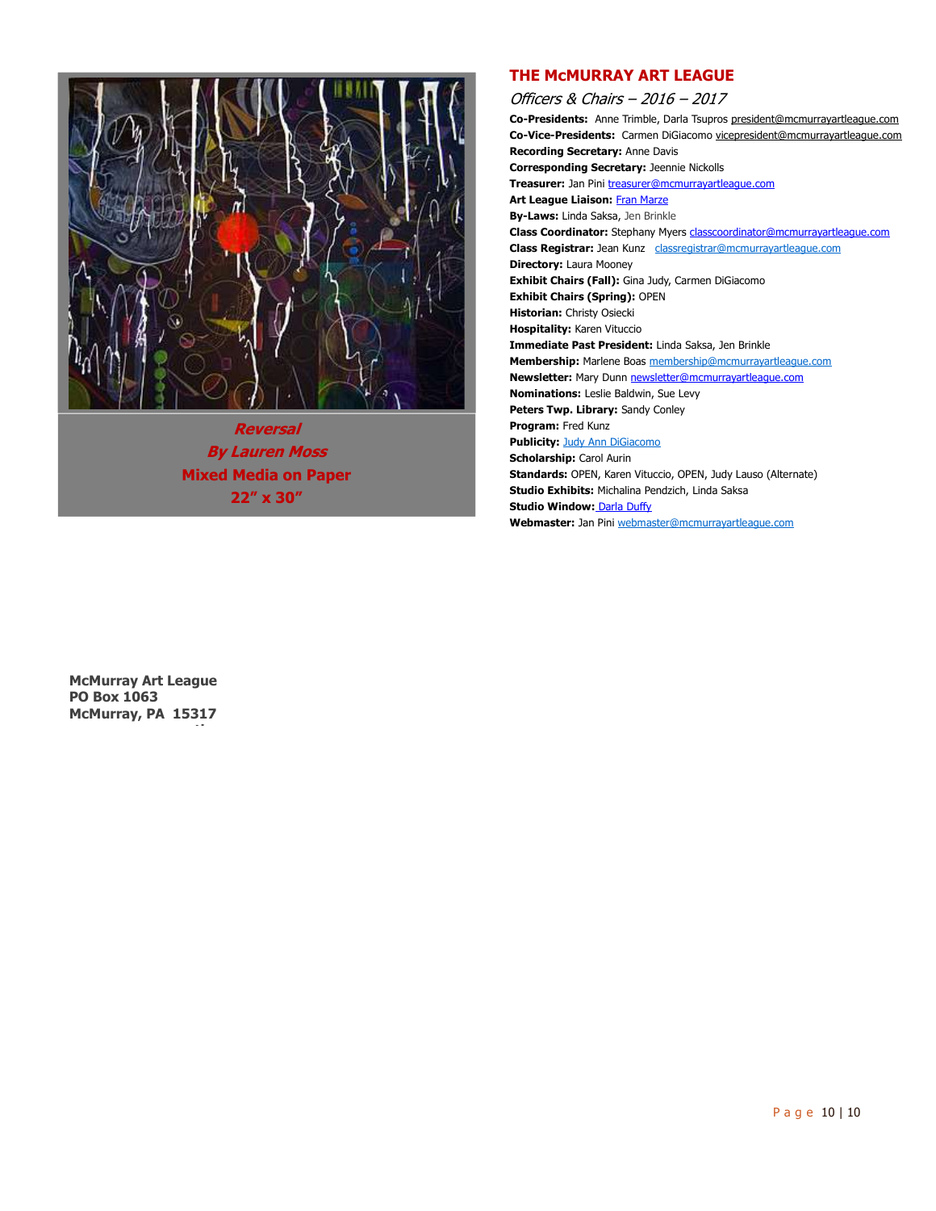**Reversal**
**By Lauren Moss**
**Mixed Media on Paper**
**22" x 30"**

## THE McMURRAY ART LEAGUE

*Officers & Chairs – 2016 – 2017*

**Co-Presidents:** Anne Trimble, Darla Tsupros president@mcmurrayartleague.com
**Co-Vice-Presidents:** Carmen DiGiacomo vicepresident@mcmurrayartleague.com
**Recording Secretary:** Anne Davis
**Corresponding Secretary:** Jeennie Nickolls
**Treasurer:** Jan Pini treasurer@mcmurrayartleague.com
**Art League Liaison:** Fran Marze
**By-Laws:** Linda Saksa, Jen Brinkle
**Class Coordinator:** Stephany Myers classcoordinator@mcmurrayartleague.com
**Class Registrar:** Jean Kunz classregistrar@mcmurrayartleague.com
**Directory:** Laura Mooney
**Exhibit Chairs (Fall):** Gina Judy, Carmen DiGiacomo
**Exhibit Chairs (Spring):** OPEN
**Historian:** Christy Osiecki
**Hospitality:** Karen Vituccio
**Immediate Past President:** Linda Saksa, Jen Brinkle
**Membership:** Marlene Boas membership@mcmurrayartleague.com
**Newsletter:** Mary Dunn newsletter@mcmurrayartleague.com
**Nominations:** Leslie Baldwin, Sue Levy
**Peters Twp. Library:** Sandy Conley
**Program:** Fred Kunz
**Publicity:** Judy Ann DiGiacomo
**Scholarship:** Carol Aurin
**Standards:** OPEN, Karen Vituccio, OPEN, Judy Lauso (Alternate)
**Studio Exhibits:** Michalina Pendzich, Linda Saksa
**Studio Window:** Darla Duffy
**Webmaster:** Jan Pini webmaster@mcmurrayartleague.com

**McMurray Art League**
**PO Box 1063**
**McMurray, PA 15317**